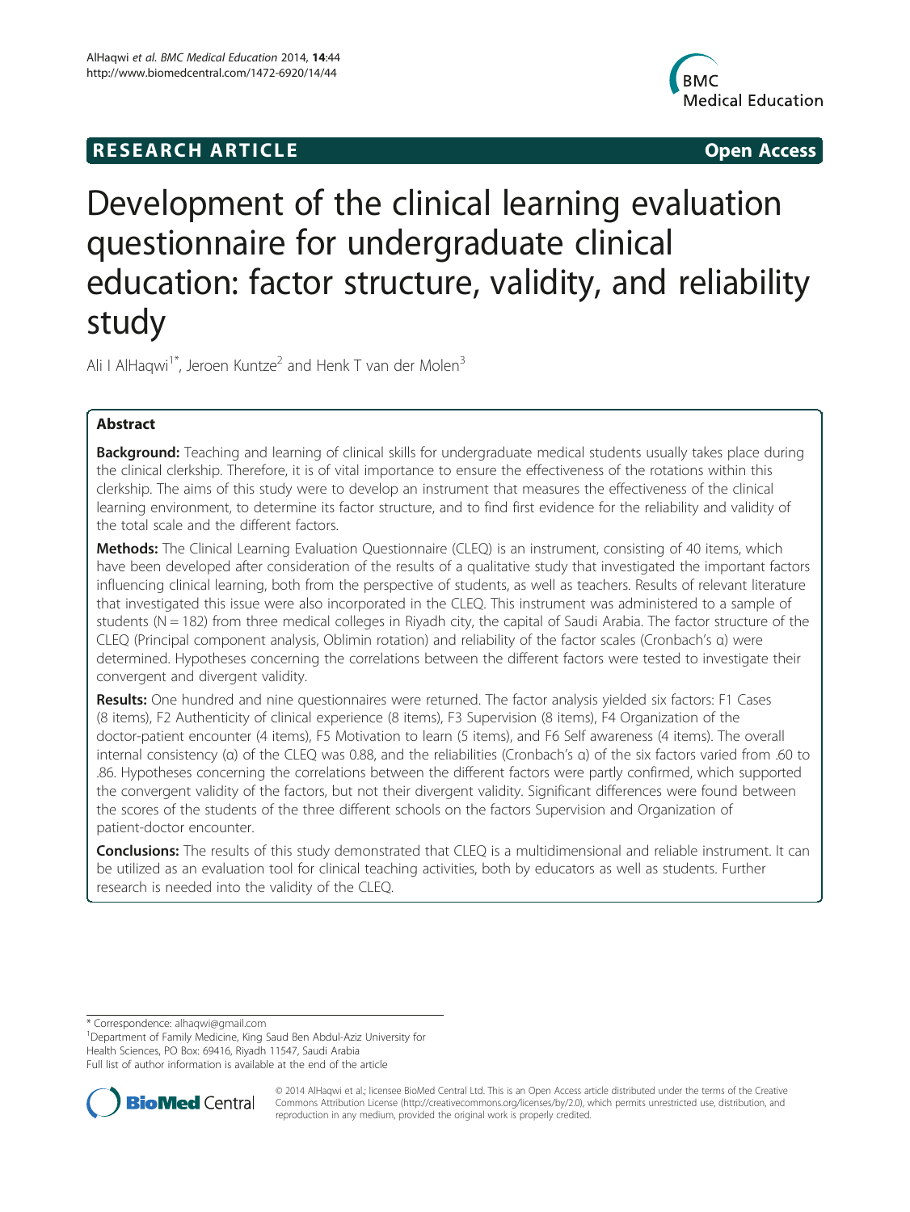**RESEARCH ARTICLE** **Open Access**

# Development of the clinical learning evaluation questionnaire for undergraduate clinical education: factor structure, validity, and reliability study

Ali I AlHaqwi[1*], Jeroen Kuntze[2] and Henk T van der Molen[3]

## Abstract

**Background:** Teaching and learning of clinical skills for undergraduate medical students usually takes place during the clinical clerkship. Therefore, it is of vital importance to ensure the effectiveness of the rotations within this clerkship. The aims of this study were to develop an instrument that measures the effectiveness of the clinical learning environment, to determine its factor structure, and to find first evidence for the reliability and validity of the total scale and the different factors.

**Methods:** The Clinical Learning Evaluation Questionnaire (CLEQ) is an instrument, consisting of 40 items, which have been developed after consideration of the results of a qualitative study that investigated the important factors influencing clinical learning, both from the perspective of students, as well as teachers. Results of relevant literature that investigated this issue were also incorporated in the CLEQ. This instrument was administered to a sample of students ($N = 182$) from three medical colleges in Riyadh city, the capital of Saudi Arabia. The factor structure of the CLEQ (Principal component analysis, Oblimin rotation) and reliability of the factor scales (Cronbach's α) were determined. Hypotheses concerning the correlations between the different factors were tested to investigate their convergent and divergent validity.

**Results:** One hundred and nine questionnaires were returned. The factor analysis yielded six factors: F1 Cases (8 items), F2 Authenticity of clinical experience (8 items), F3 Supervision (8 items), F4 Organization of the doctor-patient encounter (4 items), F5 Motivation to learn (5 items), and F6 Self awareness (4 items). The overall internal consistency (α) of the CLEQ was 0.88, and the reliabilities (Cronbach's α) of the six factors varied from .60 to .86. Hypotheses concerning the correlations between the different factors were partly confirmed, which supported the convergent validity of the factors, but not their divergent validity. Significant differences were found between the scores of the students of the three different schools on the factors Supervision and Organization of patient-doctor encounter.

**Conclusions:** The results of this study demonstrated that CLEQ is a multidimensional and reliable instrument. It can be utilized as an evaluation tool for clinical teaching activities, both by educators as well as students. Further research is needed into the validity of the CLEQ.

---

\* Correspondence: alhaqwi@gmail.com
[1]Department of Family Medicine, King Saud Ben Abdul-Aziz University for Health Sciences, PO Box: 69416, Riyadh 11547, Saudi Arabia
Full list of author information is available at the end of the article

© 2014 AlHaqwi et al.; licensee BioMed Central Ltd. This is an Open Access article distributed under the terms of the Creative Commons Attribution License (http://creativecommons.org/licenses/by/2.0), which permits unrestricted use, distribution, and reproduction in any medium, provided the original work is properly credited.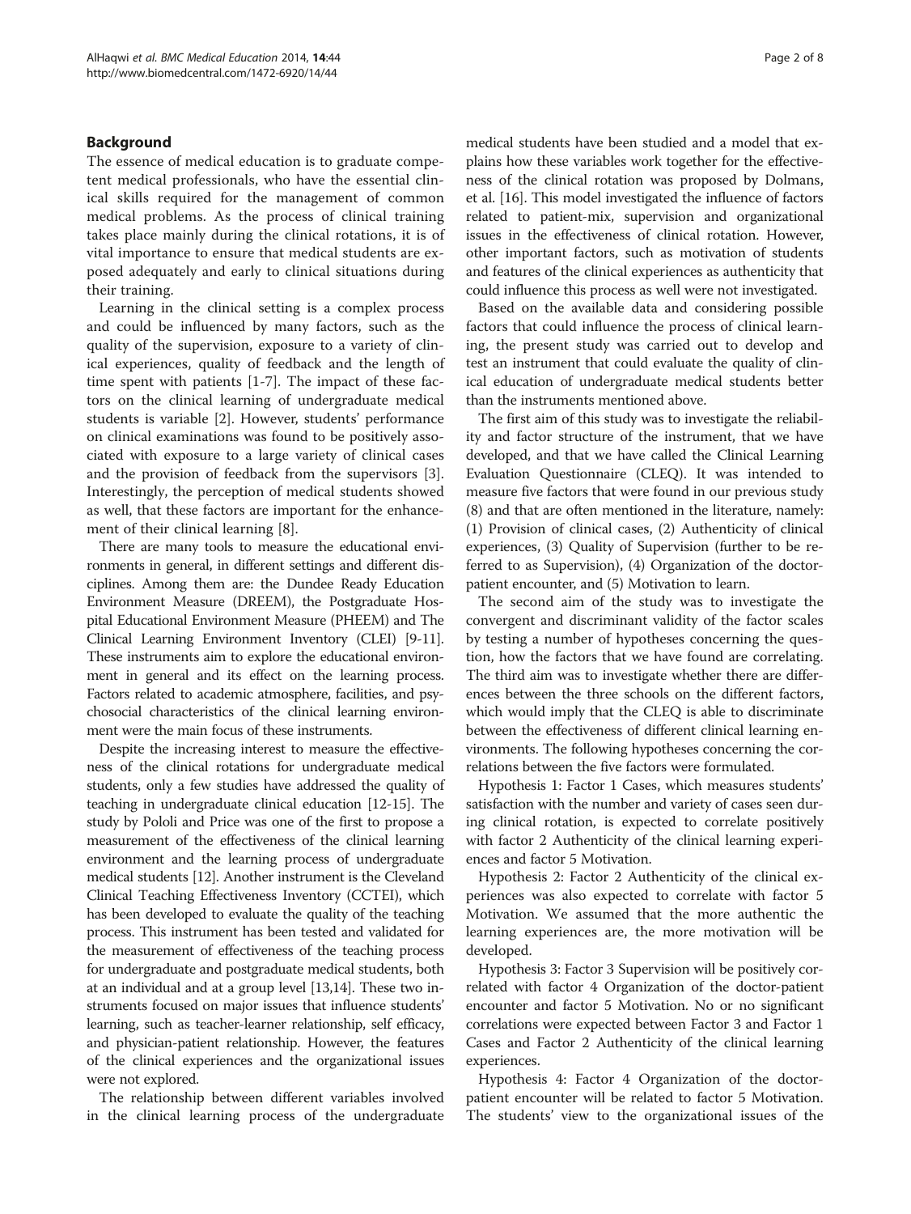## Background

The essence of medical education is to graduate competent medical professionals, who have the essential clinical skills required for the management of common medical problems. As the process of clinical training takes place mainly during the clinical rotations, it is of vital importance to ensure that medical students are exposed adequately and early to clinical situations during their training.

Learning in the clinical setting is a complex process and could be influenced by many factors, such as the quality of the supervision, exposure to a variety of clinical experiences, quality of feedback and the length of time spent with patients [1-7]. The impact of these factors on the clinical learning of undergraduate medical students is variable [2]. However, students' performance on clinical examinations was found to be positively associated with exposure to a large variety of clinical cases and the provision of feedback from the supervisors [3]. Interestingly, the perception of medical students showed as well, that these factors are important for the enhancement of their clinical learning [8].

There are many tools to measure the educational environments in general, in different settings and different disciplines. Among them are: the Dundee Ready Education Environment Measure (DREEM), the Postgraduate Hospital Educational Environment Measure (PHEEM) and The Clinical Learning Environment Inventory (CLEI) [9-11]. These instruments aim to explore the educational environment in general and its effect on the learning process. Factors related to academic atmosphere, facilities, and psychosocial characteristics of the clinical learning environment were the main focus of these instruments.

Despite the increasing interest to measure the effectiveness of the clinical rotations for undergraduate medical students, only a few studies have addressed the quality of teaching in undergraduate clinical education [12-15]. The study by Pololi and Price was one of the first to propose a measurement of the effectiveness of the clinical learning environment and the learning process of undergraduate medical students [12]. Another instrument is the Cleveland Clinical Teaching Effectiveness Inventory (CCTEI), which has been developed to evaluate the quality of the teaching process. This instrument has been tested and validated for the measurement of effectiveness of the teaching process for undergraduate and postgraduate medical students, both at an individual and at a group level [13,14]. These two instruments focused on major issues that influence students' learning, such as teacher-learner relationship, self efficacy, and physician-patient relationship. However, the features of the clinical experiences and the organizational issues were not explored.

The relationship between different variables involved in the clinical learning process of the undergraduate medical students have been studied and a model that explains how these variables work together for the effectiveness of the clinical rotation was proposed by Dolmans, et al. [16]. This model investigated the influence of factors related to patient-mix, supervision and organizational issues in the effectiveness of clinical rotation. However, other important factors, such as motivation of students and features of the clinical experiences as authenticity that could influence this process as well were not investigated.

Based on the available data and considering possible factors that could influence the process of clinical learning, the present study was carried out to develop and test an instrument that could evaluate the quality of clinical education of undergraduate medical students better than the instruments mentioned above.

The first aim of this study was to investigate the reliability and factor structure of the instrument, that we have developed, and that we have called the Clinical Learning Evaluation Questionnaire (CLEQ). It was intended to measure five factors that were found in our previous study (8) and that are often mentioned in the literature, namely: (1) Provision of clinical cases, (2) Authenticity of clinical experiences, (3) Quality of Supervision (further to be referred to as Supervision), (4) Organization of the doctor-patient encounter, and (5) Motivation to learn.

The second aim of the study was to investigate the convergent and discriminant validity of the factor scales by testing a number of hypotheses concerning the question, how the factors that we have found are correlating. The third aim was to investigate whether there are differences between the three schools on the different factors, which would imply that the CLEQ is able to discriminate between the effectiveness of different clinical learning environments. The following hypotheses concerning the correlations between the five factors were formulated.

Hypothesis 1: Factor 1 Cases, which measures students' satisfaction with the number and variety of cases seen during clinical rotation, is expected to correlate positively with factor 2 Authenticity of the clinical learning experiences and factor 5 Motivation.

Hypothesis 2: Factor 2 Authenticity of the clinical experiences was also expected to correlate with factor 5 Motivation. We assumed that the more authentic the learning experiences are, the more motivation will be developed.

Hypothesis 3: Factor 3 Supervision will be positively correlated with factor 4 Organization of the doctor-patient encounter and factor 5 Motivation. No or no significant correlations were expected between Factor 3 and Factor 1 Cases and Factor 2 Authenticity of the clinical learning experiences.

Hypothesis 4: Factor 4 Organization of the doctor-patient encounter will be related to factor 5 Motivation. The students' view to the organizational issues of the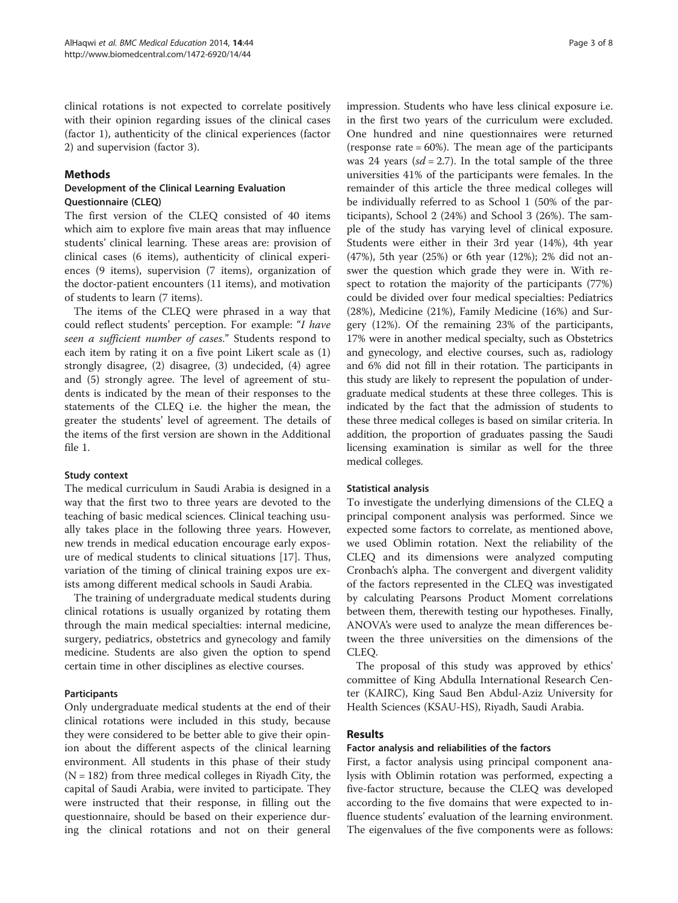clinical rotations is not expected to correlate positively with their opinion regarding issues of the clinical cases (factor 1), authenticity of the clinical experiences (factor 2) and supervision (factor 3).

## Methods

### Development of the Clinical Learning Evaluation Questionnaire (CLEQ)

The first version of the CLEQ consisted of 40 items which aim to explore five main areas that may influence students' clinical learning. These areas are: provision of clinical cases (6 items), authenticity of clinical experiences (9 items), supervision (7 items), organization of the doctor-patient encounters (11 items), and motivation of students to learn (7 items).

The items of the CLEQ were phrased in a way that could reflect students' perception. For example: "*I have seen a sufficient number of cases.*" Students respond to each item by rating it on a five point Likert scale as (1) strongly disagree, (2) disagree, (3) undecided, (4) agree and (5) strongly agree. The level of agreement of students is indicated by the mean of their responses to the statements of the CLEQ i.e. the higher the mean, the greater the students' level of agreement. The details of the items of the first version are shown in the Additional file 1.

#### Study context

The medical curriculum in Saudi Arabia is designed in a way that the first two to three years are devoted to the teaching of basic medical sciences. Clinical teaching usually takes place in the following three years. However, new trends in medical education encourage early exposure of medical students to clinical situations [17]. Thus, variation of the timing of clinical training expos ure exists among different medical schools in Saudi Arabia.

The training of undergraduate medical students during clinical rotations is usually organized by rotating them through the main medical specialties: internal medicine, surgery, pediatrics, obstetrics and gynecology and family medicine. Students are also given the option to spend certain time in other disciplines as elective courses.

#### Participants

Only undergraduate medical students at the end of their clinical rotations were included in this study, because they were considered to be better able to give their opinion about the different aspects of the clinical learning environment. All students in this phase of their study (N = 182) from three medical colleges in Riyadh City, the capital of Saudi Arabia, were invited to participate. They were instructed that their response, in filling out the questionnaire, should be based on their experience during the clinical rotations and not on their general impression. Students who have less clinical exposure i.e. in the first two years of the curriculum were excluded. One hundred and nine questionnaires were returned (response rate = 60%). The mean age of the participants was 24 years (*sd* = 2.7). In the total sample of the three universities 41% of the participants were females. In the remainder of this article the three medical colleges will be individually referred to as School 1 (50% of the participants), School 2 (24%) and School 3 (26%). The sample of the study has varying level of clinical exposure. Students were either in their 3rd year (14%), 4th year (47%), 5th year (25%) or 6th year (12%); 2% did not answer the question which grade they were in. With respect to rotation the majority of the participants (77%) could be divided over four medical specialties: Pediatrics (28%), Medicine (21%), Family Medicine (16%) and Surgery (12%). Of the remaining 23% of the participants, 17% were in another medical specialty, such as Obstetrics and gynecology, and elective courses, such as, radiology and 6% did not fill in their rotation. The participants in this study are likely to represent the population of undergraduate medical students at these three colleges. This is indicated by the fact that the admission of students to these three medical colleges is based on similar criteria. In addition, the proportion of graduates passing the Saudi licensing examination is similar as well for the three medical colleges.

#### Statistical analysis

To investigate the underlying dimensions of the CLEQ a principal component analysis was performed. Since we expected some factors to correlate, as mentioned above, we used Oblimin rotation. Next the reliability of the CLEQ and its dimensions were analyzed computing Cronbach's alpha. The convergent and divergent validity of the factors represented in the CLEQ was investigated by calculating Pearsons Product Moment correlations between them, therewith testing our hypotheses. Finally, ANOVA's were used to analyze the mean differences between the three universities on the dimensions of the CLEQ.

The proposal of this study was approved by ethics' committee of King Abdulla International Research Center (KAIRC), King Saud Ben Abdul-Aziz University for Health Sciences (KSAU-HS), Riyadh, Saudi Arabia.

## Results

### Factor analysis and reliabilities of the factors

First, a factor analysis using principal component analysis with Oblimin rotation was performed, expecting a five-factor structure, because the CLEQ was developed according to the five domains that were expected to influence students' evaluation of the learning environment. The eigenvalues of the five components were as follows: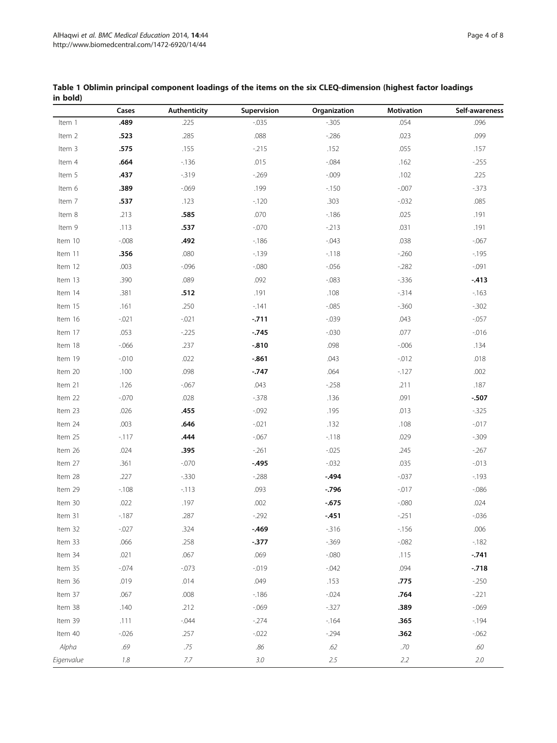**Table 1 Oblimin principal component loadings of the items on the six CLEQ-dimension (highest factor loadings in bold)**

| | Cases | Authenticity | Supervision | Organization | Motivation | Self-awareness |
|---|---|---|---|---|---|---|
| Item 1 | **.489** | .225 | -.035 | -.305 | .054 | .096 |
| Item 2 | **.523** | .285 | .088 | -.286 | .023 | .099 |
| Item 3 | **.575** | .155 | -.215 | .152 | .055 | .157 |
| Item 4 | **.664** | -.136 | .015 | -.084 | .162 | -.255 |
| Item 5 | **.437** | -.319 | -.269 | -.009 | .102 | .225 |
| Item 6 | **.389** | -.069 | .199 | -.150 | -.007 | -.373 |
| Item 7 | **.537** | .123 | -.120 | .303 | -.032 | .085 |
| Item 8 | .213 | **.585** | .070 | -.186 | .025 | .191 |
| Item 9 | .113 | **.537** | -.070 | -.213 | .031 | .191 |
| Item 10 | -.008 | **.492** | -.186 | -.043 | .038 | -.067 |
| Item 11 | **.356** | .080 | -.139 | -.118 | -.260 | -.195 |
| Item 12 | .003 | -.096 | -.080 | -.056 | -.282 | -.091 |
| Item 13 | .390 | .089 | .092 | -.083 | -.336 | **-.413** |
| Item 14 | .381 | **.512** | .191 | .108 | -.314 | -.163 |
| Item 15 | .161 | .250 | -.141 | -.085 | -.360 | -.302 |
| Item 16 | -.021 | -.021 | **-.711** | -.039 | .043 | -.057 |
| Item 17 | .053 | -.225 | **-.745** | -.030 | .077 | -.016 |
| Item 18 | -.066 | .237 | **-.810** | .098 | -.006 | .134 |
| Item 19 | -.010 | .022 | **-.861** | .043 | -.012 | .018 |
| Item 20 | .100 | .098 | **-.747** | .064 | -.127 | .002 |
| Item 21 | .126 | -.067 | .043 | -.258 | .211 | .187 |
| Item 22 | -.070 | .028 | -.378 | .136 | .091 | **-.507** |
| Item 23 | .026 | **.455** | -.092 | .195 | .013 | -.325 |
| Item 24 | .003 | **.646** | -.021 | .132 | .108 | -.017 |
| Item 25 | -.117 | **.444** | -.067 | -.118 | .029 | -.309 |
| Item 26 | .024 | **.395** | -.261 | -.025 | .245 | -.267 |
| Item 27 | .361 | -.070 | **-.495** | -.032 | .035 | -.013 |
| Item 28 | .227 | -.330 | -.288 | **-.494** | -.037 | -.193 |
| Item 29 | -.108 | -.113 | .093 | **-.796** | -.017 | -.086 |
| Item 30 | .022 | .197 | .002 | **-.675** | -.080 | .024 |
| Item 31 | -.187 | .287 | -.292 | **-.451** | -.251 | -.036 |
| Item 32 | -.027 | .324 | **-.469** | -.316 | -.156 | .006 |
| Item 33 | .066 | .258 | **-.377** | -.369 | -.082 | -.182 |
| Item 34 | .021 | .067 | .069 | -.080 | .115 | **-.741** |
| Item 35 | -.074 | -.073 | -.019 | -.042 | .094 | **-.718** |
| Item 36 | .019 | .014 | .049 | .153 | **.775** | -.250 |
| Item 37 | .067 | .008 | -.186 | -.024 | **.764** | -.221 |
| Item 38 | .140 | .212 | -.069 | -.327 | **.389** | -.069 |
| Item 39 | .111 | -.044 | -.274 | -.164 | **.365** | -.194 |
| Item 40 | -.026 | .257 | -.022 | -.294 | **.362** | -.062 |
| *Alpha* | *.69* | *.75* | *.86* | *.62* | *.70* | *.60* |
| *Eigenvalue* | *1.8* | *7.7* | *3.0* | *2.5* | *2.2* | *2.0* |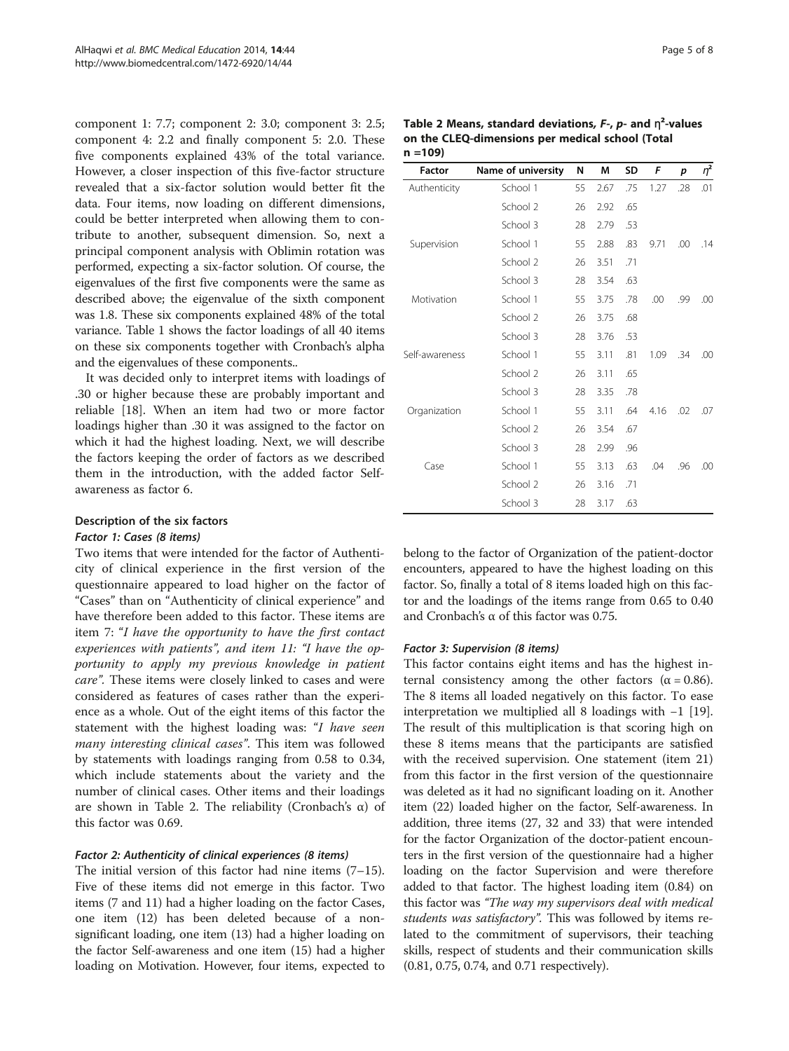component 1: 7.7; component 2: 3.0; component 3: 2.5; component 4: 2.2 and finally component 5: 2.0. These five components explained 43% of the total variance. However, a closer inspection of this five-factor structure revealed that a six-factor solution would better fit the data. Four items, now loading on different dimensions, could be better interpreted when allowing them to contribute to another, subsequent dimension. So, next a principal component analysis with Oblimin rotation was performed, expecting a six-factor solution. Of course, the eigenvalues of the first five components were the same as described above; the eigenvalue of the sixth component was 1.8. These six components explained 48% of the total variance. Table 1 shows the factor loadings of all 40 items on these six components together with Cronbach's alpha and the eigenvalues of these components..

It was decided only to interpret items with loadings of .30 or higher because these are probably important and reliable [18]. When an item had two or more factor loadings higher than .30 it was assigned to the factor on which it had the highest loading. Next, we will describe the factors keeping the order of factors as we described them in the introduction, with the added factor Self-awareness as factor 6.

### Description of the six factors

#### *Factor 1: Cases (8 items)*

Two items that were intended for the factor of Authenticity of clinical experience in the first version of the questionnaire appeared to load higher on the factor of "Cases" than on "Authenticity of clinical experience" and have therefore been added to this factor. These items are item 7: *"I have the opportunity to have the first contact experiences with patients"*, and item 11: *"I have the opportunity to apply my previous knowledge in patient care"*. These items were closely linked to cases and were considered as features of cases rather than the experience as a whole. Out of the eight items of this factor the statement with the highest loading was: *"I have seen many interesting clinical cases"*. This item was followed by statements with loadings ranging from 0.58 to 0.34, which include statements about the variety and the number of clinical cases. Other items and their loadings are shown in Table 2. The reliability (Cronbach's α) of this factor was 0.69.

#### *Factor 2: Authenticity of clinical experiences (8 items)*

The initial version of this factor had nine items (7–15). Five of these items did not emerge in this factor. Two items (7 and 11) had a higher loading on the factor Cases, one item (12) has been deleted because of a non-significant loading, one item (13) had a higher loading on the factor Self-awareness and one item (15) had a higher loading on Motivation. However, four items, expected to belong to the factor of Organization of the patient-doctor encounters, appeared to have the highest loading on this factor. So, finally a total of 8 items loaded high on this factor and the loadings of the items range from 0.65 to 0.40 and Cronbach's α of this factor was 0.75.

**Table 2 Means, standard deviations, $F$-, $p$- and $\eta^2$-values on the CLEQ-dimensions per medical school (Total n =109)**

| Factor | Name of university | N | M | SD | F | p | $\eta^2$ |
|---|---|---|---|---|---|---|---|
| Authenticity | School 1 | 55 | 2.67 | .75 | 1.27 | .28 | .01 |
| | School 2 | 26 | 2.92 | .65 | | | |
| | School 3 | 28 | 2.79 | .53 | | | |
| Supervision | School 1 | 55 | 2.88 | .83 | 9.71 | .00 | .14 |
| | School 2 | 26 | 3.51 | .71 | | | |
| | School 3 | 28 | 3.54 | .63 | | | |
| Motivation | School 1 | 55 | 3.75 | .78 | .00 | .99 | .00 |
| | School 2 | 26 | 3.75 | .68 | | | |
| | School 3 | 28 | 3.76 | .53 | | | |
| Self-awareness | School 1 | 55 | 3.11 | .81 | 1.09 | .34 | .00 |
| | School 2 | 26 | 3.11 | .65 | | | |
| | School 3 | 28 | 3.35 | .78 | | | |
| Organization | School 1 | 55 | 3.11 | .64 | 4.16 | .02 | .07 |
| | School 2 | 26 | 3.54 | .67 | | | |
| | School 3 | 28 | 2.99 | .96 | | | |
| Case | School 1 | 55 | 3.13 | .63 | .04 | .96 | .00 |
| | School 2 | 26 | 3.16 | .71 | | | |
| | School 3 | 28 | 3.17 | .63 | | | |

#### *Factor 3: Supervision (8 items)*

This factor contains eight items and has the highest internal consistency among the other factors (α = 0.86). The 8 items all loaded negatively on this factor. To ease interpretation we multiplied all 8 loadings with −1 [19]. The result of this multiplication is that scoring high on these 8 items means that the participants are satisfied with the received supervision. One statement (item 21) from this factor in the first version of the questionnaire was deleted as it had no significant loading on it. Another item (22) loaded higher on the factor, Self-awareness. In addition, three items (27, 32 and 33) that were intended for the factor Organization of the doctor-patient encounters in the first version of the questionnaire had a higher loading on the factor Supervision and were therefore added to that factor. The highest loading item (0.84) on this factor was *"The way my supervisors deal with medical students was satisfactory"*. This was followed by items related to the commitment of supervisors, their teaching skills, respect of students and their communication skills (0.81, 0.75, 0.74, and 0.71 respectively).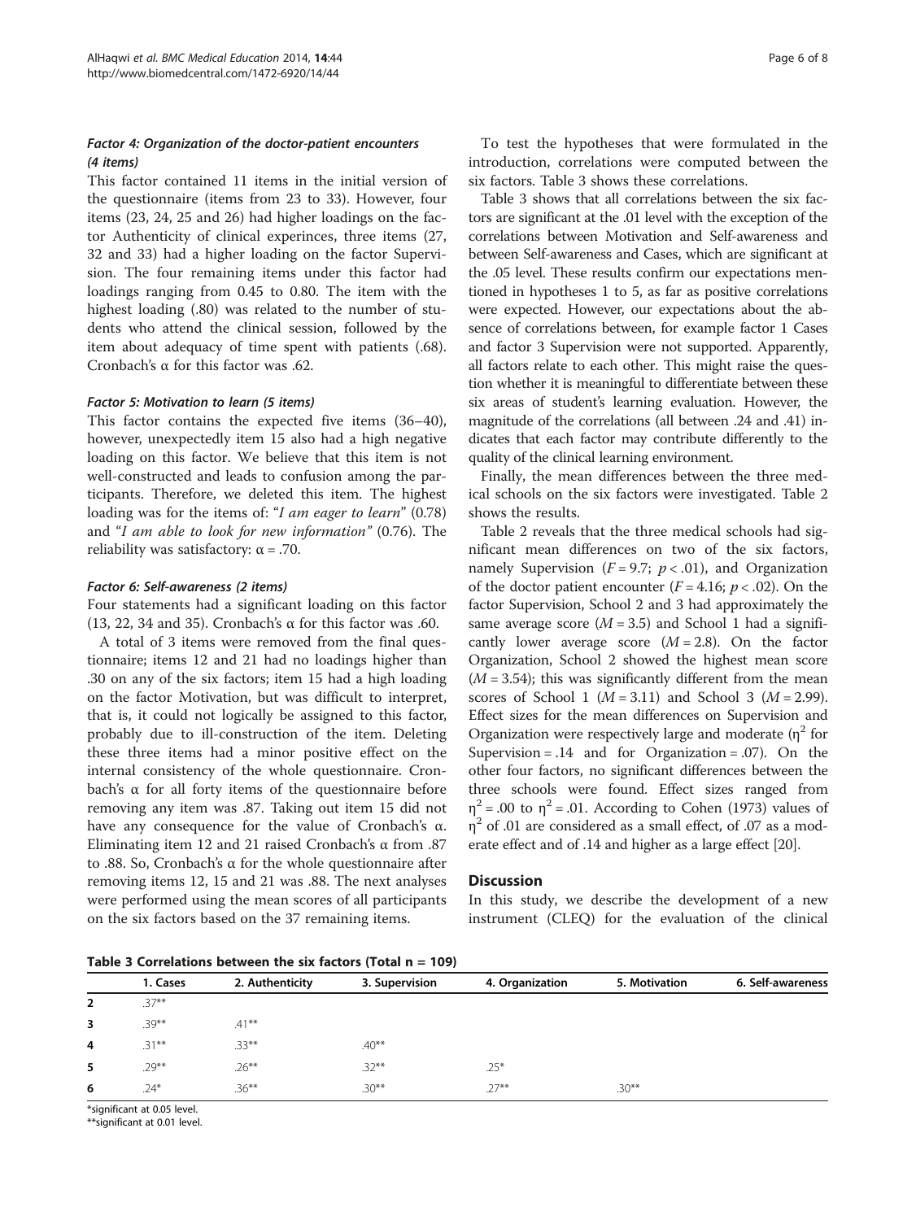#### *Factor 4: Organization of the doctor-patient encounters (4 items)*

This factor contained 11 items in the initial version of the questionnaire (items from 23 to 33). However, four items (23, 24, 25 and 26) had higher loadings on the factor Authenticity of clinical experinces, three items (27, 32 and 33) had a higher loading on the factor Supervision. The four remaining items under this factor had loadings ranging from 0.45 to 0.80. The item with the highest loading (.80) was related to the number of students who attend the clinical session, followed by the item about adequacy of time spent with patients (.68). Cronbach's α for this factor was .62.

#### *Factor 5: Motivation to learn (5 items)*

This factor contains the expected five items (36–40), however, unexpectedly item 15 also had a high negative loading on this factor. We believe that this item is not well-constructed and leads to confusion among the participants. Therefore, we deleted this item. The highest loading was for the items of: "*I am eager to learn*" (0.78) and "*I am able to look for new information*" (0.76). The reliability was satisfactory: α = .70.

#### *Factor 6: Self-awareness (2 items)*

Four statements had a significant loading on this factor (13, 22, 34 and 35). Cronbach's α for this factor was .60.

A total of 3 items were removed from the final questionnaire; items 12 and 21 had no loadings higher than .30 on any of the six factors; item 15 had a high loading on the factor Motivation, but was difficult to interpret, that is, it could not logically be assigned to this factor, probably due to ill-construction of the item. Deleting these three items had a minor positive effect on the internal consistency of the whole questionnaire. Cronbach's α for all forty items of the questionnaire before removing any item was .87. Taking out item 15 did not have any consequence for the value of Cronbach's α. Eliminating item 12 and 21 raised Cronbach's α from .87 to .88. So, Cronbach's α for the whole questionnaire after removing items 12, 15 and 21 was .88. The next analyses were performed using the mean scores of all participants on the six factors based on the 37 remaining items.

To test the hypotheses that were formulated in the introduction, correlations were computed between the six factors. Table 3 shows these correlations.

Table 3 shows that all correlations between the six factors are significant at the .01 level with the exception of the correlations between Motivation and Self-awareness and between Self-awareness and Cases, which are significant at the .05 level. These results confirm our expectations mentioned in hypotheses 1 to 5, as far as positive correlations were expected. However, our expectations about the absence of correlations between, for example factor 1 Cases and factor 3 Supervision were not supported. Apparently, all factors relate to each other. This might raise the question whether it is meaningful to differentiate between these six areas of student's learning evaluation. However, the magnitude of the correlations (all between .24 and .41) indicates that each factor may contribute differently to the quality of the clinical learning environment.

Finally, the mean differences between the three medical schools on the six factors were investigated. Table 2 shows the results.

Table 2 reveals that the three medical schools had significant mean differences on two of the six factors, namely Supervision ($F = 9.7$; $p < .01$), and Organization of the doctor patient encounter ($F = 4.16$; $p < .02$). On the factor Supervision, School 2 and 3 had approximately the same average score ($M = 3.5$) and School 1 had a significantly lower average score ($M = 2.8$). On the factor Organization, School 2 showed the highest mean score ($M = 3.54$); this was significantly different from the mean scores of School 1 ($M = 3.11$) and School 3 ($M = 2.99$). Effect sizes for the mean differences on Supervision and Organization were respectively large and moderate ($\eta^2$ for Supervision = .14 and for Organization = .07). On the other four factors, no significant differences between the three schools were found. Effect sizes ranged from $\eta^2 = .00$ to $\eta^2 = .01$. According to Cohen (1973) values of $\eta^2$ of .01 are considered as a small effect, of .07 as a moderate effect and of .14 and higher as a large effect [20].

## Discussion

In this study, we describe the development of a new instrument (CLEQ) for the evaluation of the clinical

**Table 3 Correlations between the six factors (Total n = 109)**

| | 1. Cases | 2. Authenticity | 3. Supervision | 4. Organization | 5. Motivation | 6. Self-awareness |
|---|---|---|---|---|---|---|
| 2 | .37** | | | | | |
| 3 | .39** | .41** | | | | |
| 4 | .31** | .33** | .40** | | | |
| 5 | .29** | .26** | .32** | .25* | | |
| 6 | .24* | .36** | .30** | .27** | .30** | |

*significant at 0.05 level.
**significant at 0.01 level.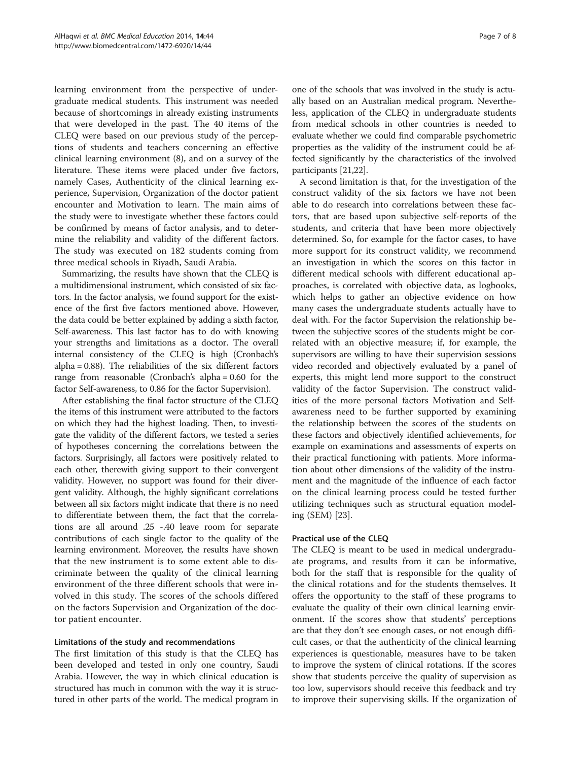learning environment from the perspective of undergraduate medical students. This instrument was needed because of shortcomings in already existing instruments that were developed in the past. The 40 items of the CLEQ were based on our previous study of the perceptions of students and teachers concerning an effective clinical learning environment (8), and on a survey of the literature. These items were placed under five factors, namely Cases, Authenticity of the clinical learning experience, Supervision, Organization of the doctor patient encounter and Motivation to learn. The main aims of the study were to investigate whether these factors could be confirmed by means of factor analysis, and to determine the reliability and validity of the different factors. The study was executed on 182 students coming from three medical schools in Riyadh, Saudi Arabia.

Summarizing, the results have shown that the CLEQ is a multidimensional instrument, which consisted of six factors. In the factor analysis, we found support for the existence of the first five factors mentioned above. However, the data could be better explained by adding a sixth factor, Self-awareness. This last factor has to do with knowing your strengths and limitations as a doctor. The overall internal consistency of the CLEQ is high (Cronbach's alpha = 0.88). The reliabilities of the six different factors range from reasonable (Cronbach's alpha = 0.60 for the factor Self-awareness, to 0.86 for the factor Supervision).

After establishing the final factor structure of the CLEQ the items of this instrument were attributed to the factors on which they had the highest loading. Then, to investigate the validity of the different factors, we tested a series of hypotheses concerning the correlations between the factors. Surprisingly, all factors were positively related to each other, therewith giving support to their convergent validity. However, no support was found for their divergent validity. Although, the highly significant correlations between all six factors might indicate that there is no need to differentiate between them, the fact that the correlations are all around .25 -.40 leave room for separate contributions of each single factor to the quality of the learning environment. Moreover, the results have shown that the new instrument is to some extent able to discriminate between the quality of the clinical learning environment of the three different schools that were involved in this study. The scores of the schools differed on the factors Supervision and Organization of the doctor patient encounter.

### Limitations of the study and recommendations

The first limitation of this study is that the CLEQ has been developed and tested in only one country, Saudi Arabia. However, the way in which clinical education is structured has much in common with the way it is structured in other parts of the world. The medical program in one of the schools that was involved in the study is actually based on an Australian medical program. Nevertheless, application of the CLEQ in undergraduate students from medical schools in other countries is needed to evaluate whether we could find comparable psychometric properties as the validity of the instrument could be affected significantly by the characteristics of the involved participants [21,22].

A second limitation is that, for the investigation of the construct validity of the six factors we have not been able to do research into correlations between these factors, that are based upon subjective self-reports of the students, and criteria that have been more objectively determined. So, for example for the factor cases, to have more support for its construct validity, we recommend an investigation in which the scores on this factor in different medical schools with different educational approaches, is correlated with objective data, as logbooks, which helps to gather an objective evidence on how many cases the undergraduate students actually have to deal with. For the factor Supervision the relationship between the subjective scores of the students might be correlated with an objective measure; if, for example, the supervisors are willing to have their supervision sessions video recorded and objectively evaluated by a panel of experts, this might lend more support to the construct validity of the factor Supervision. The construct validities of the more personal factors Motivation and Self-awareness need to be further supported by examining the relationship between the scores of the students on these factors and objectively identified achievements, for example on examinations and assessments of experts on their practical functioning with patients. More information about other dimensions of the validity of the instrument and the magnitude of the influence of each factor on the clinical learning process could be tested further utilizing techniques such as structural equation modeling (SEM) [23].

### Practical use of the CLEQ

The CLEQ is meant to be used in medical undergraduate programs, and results from it can be informative, both for the staff that is responsible for the quality of the clinical rotations and for the students themselves. It offers the opportunity to the staff of these programs to evaluate the quality of their own clinical learning environment. If the scores show that students' perceptions are that they don't see enough cases, or not enough difficult cases, or that the authenticity of the clinical learning experiences is questionable, measures have to be taken to improve the system of clinical rotations. If the scores show that students perceive the quality of supervision as too low, supervisors should receive this feedback and try to improve their supervising skills. If the organization of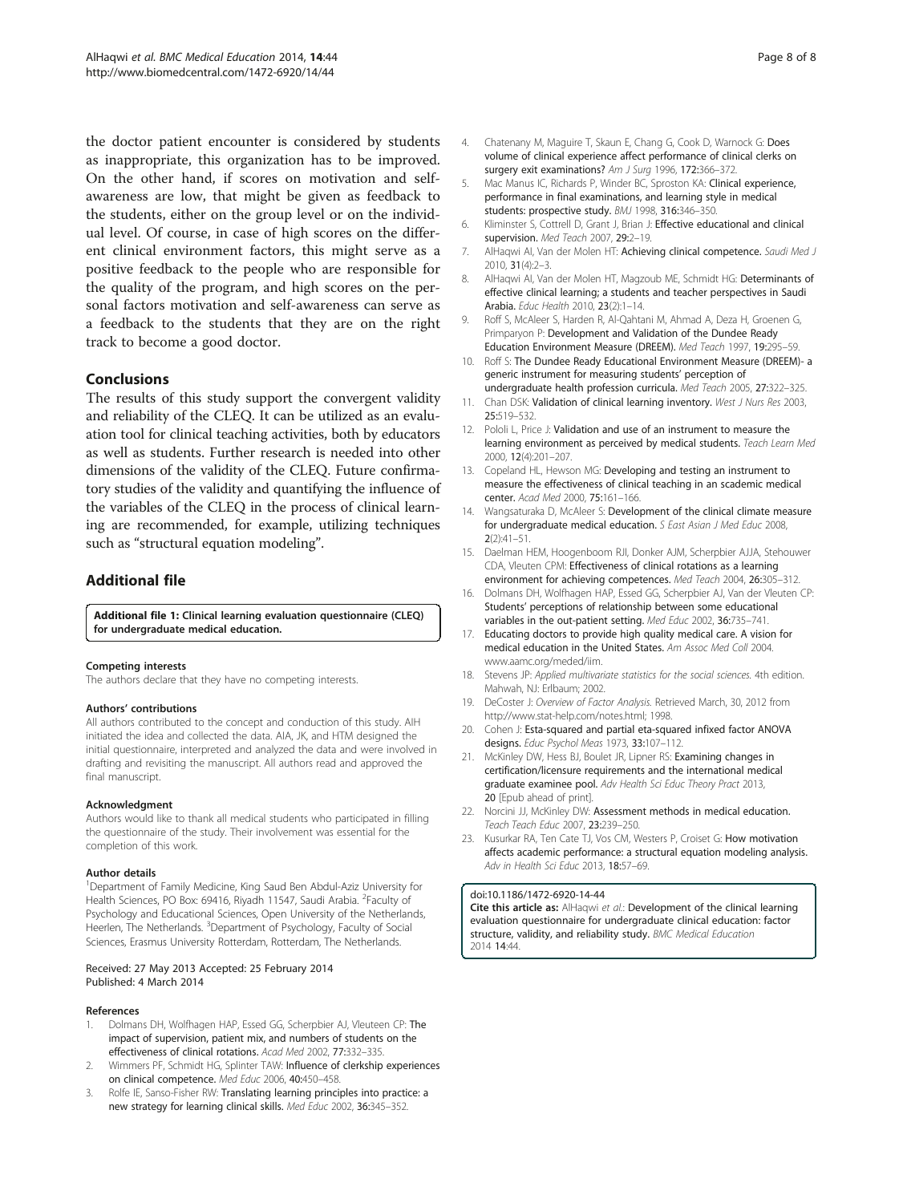the doctor patient encounter is considered by students as inappropriate, this organization has to be improved. On the other hand, if scores on motivation and self-awareness are low, that might be given as feedback to the students, either on the group level or on the individual level. Of course, in case of high scores on the different clinical environment factors, this might serve as a positive feedback to the people who are responsible for the quality of the program, and high scores on the personal factors motivation and self-awareness can serve as a feedback to the students that they are on the right track to become a good doctor.

## Conclusions

The results of this study support the convergent validity and reliability of the CLEQ. It can be utilized as an evaluation tool for clinical teaching activities, both by educators as well as students. Further research is needed into other dimensions of the validity of the CLEQ. Future confirmatory studies of the validity and quantifying the influence of the variables of the CLEQ in the process of clinical learning are recommended, for example, utilizing techniques such as "structural equation modeling".

## Additional file

**Additional file 1: Clinical learning evaluation questionnaire (CLEQ) for undergraduate medical education.**

#### Competing interests

The authors declare that they have no competing interests.

#### Authors' contributions

All authors contributed to the concept and conduction of this study. AlH initiated the idea and collected the data. AlA, JK, and HTM designed the initial questionnaire, interpreted and analyzed the data and were involved in drafting and revisiting the manuscript. All authors read and approved the final manuscript.

#### Acknowledgment

Authors would like to thank all medical students who participated in filling the questionnaire of the study. Their involvement was essential for the completion of this work.

#### Author details

[1]Department of Family Medicine, King Saud Ben Abdul-Aziz University for Health Sciences, PO Box: 69416, Riyadh 11547, Saudi Arabia. [2]Faculty of Psychology and Educational Sciences, Open University of the Netherlands, Heerlen, The Netherlands. [3]Department of Psychology, Faculty of Social Sciences, Erasmus University Rotterdam, Rotterdam, The Netherlands.

Received: 27 May 2013 Accepted: 25 February 2014
Published: 4 March 2014

#### References

1. Dolmans DH, Wolfhagen HAP, Essed GG, Scherpbier AJ, Vleuteen CP: **The impact of supervision, patient mix, and numbers of students on the effectiveness of clinical rotations.** *Acad Med* 2002, **77**:332–335.
2. Wimmers PF, Schmidt HG, Splinter TAW: **Influence of clerkship experiences on clinical competence.** *Med Educ* 2006, **40**:450–458.
3. Rolfe IE, Sanso-Fisher RW: **Translating learning principles into practice: a new strategy for learning clinical skills.** *Med Educ* 2002, **36**:345–352.
4. Chatenany M, Maguire T, Skaun E, Chang G, Cook D, Warnock G: **Does volume of clinical experience affect performance of clinical clerks on surgery exit examinations?** *Am J Surg* 1996, **172**:366–372.
5. Mac Manus IC, Richards P, Winder BC, Sproston KA: **Clinical experience, performance in final examinations, and learning style in medical students: prospective study.** *BMJ* 1998, **316**:346–350.
6. Kliminster S, Cottrell D, Grant J, Brian J: **Effective educational and clinical supervision.** *Med Teach* 2007, **29**:2–19.
7. AlHaqwi AI, Van der Molen HT: **Achieving clinical competence.** *Saudi Med J* 2010, **31**(4):2–3.
8. AlHaqwi AI, Van der Molen HT, Magzoub ME, Schmidt HG: **Determinants of effective clinical learning; a students and teacher perspectives in Saudi Arabia.** *Educ Health* 2010, **23**(2):1–14.
9. Roff S, McAleer S, Harden R, Al-Qahtani M, Ahmad A, Deza H, Groenen G, Primparyon P: **Development and Validation of the Dundee Ready Education Environment Measure (DREEM).** *Med Teach* 1997, **19**:295–59.
10. Roff S: **The Dundee Ready Educational Environment Measure (DREEM)- a generic instrument for measuring students' perception of undergraduate health profession curricula.** *Med Teach* 2005, **27**:322–325.
11. Chan DSK: **Validation of clinical learning inventory.** *West J Nurs Res* 2003, **25**:519–532.
12. Pololi L, Price J: **Validation and use of an instrument to measure the learning environment as perceived by medical students.** *Teach Learn Med* 2000, **12**(4):201–207.
13. Copeland HL, Hewson MG: **Developing and testing an instrument to measure the effectiveness of clinical teaching in an scademic medical center.** *Acad Med* 2000, **75**:161–166.
14. Wangsaturaka D, McAleer S: **Development of the clinical climate measure for undergraduate medical education.** *S East Asian J Med Educ* 2008, **2**(2):41–51.
15. Daelman HEM, Hoogenboom RJI, Donker AJM, Scherpbier AJJA, Stehouwer CDA, Vleuten CPM: **Effectiveness of clinical rotations as a learning environment for achieving competences.** *Med Teach* 2004, **26**:305–312.
16. Dolmans DH, Wolfhagen HAP, Essed GG, Scherpbier AJ, Van der Vleuten CP: **Students' perceptions of relationship between some educational variables in the out-patient setting.** *Med Educ* 2002, **36**:735–741.
17. **Educating doctors to provide high quality medical care. A vision for medical education in the United States.** *Am Assoc Med Coll* 2004. www.aamc.org/meded/iim.
18. Stevens JP: *Applied multivariate statistics for the social sciences.* 4th edition. Mahwah, NJ: Erlbaum; 2002.
19. DeCoster J: *Overview of Factor Analysis.* Retrieved March, 30, 2012 from http://www.stat-help.com/notes.html; 1998.
20. Cohen J: **Esta-squared and partial eta-squared infixed factor ANOVA designs.** *Educ Psychol Meas* 1973, **33**:107–112.
21. McKinley DW, Hess BJ, Boulet JR, Lipner RS: **Examining changes in certification/licensure requirements and the international medical graduate examinee pool.** *Adv Health Sci Educ Theory Pract* 2013, **20** [Epub ahead of print].
22. Norcini JJ, McKinley DW: **Assessment methods in medical education.** *Teach Teach Educ* 2007, **23**:239–250.
23. Kusurkar RA, Ten Cate TJ, Vos CM, Westers P, Croiset G: **How motivation affects academic performance: a structural equation modeling analysis.** *Adv in Health Sci Educ* 2013, **18**:57–69.

doi:10.1186/1472-6920-14-44

**Cite this article as:** AlHaqwi *et al.*: Development of the clinical learning evaluation questionnaire for undergraduate clinical education: factor structure, validity, and reliability study. *BMC Medical Education* 2014 **14**:44.